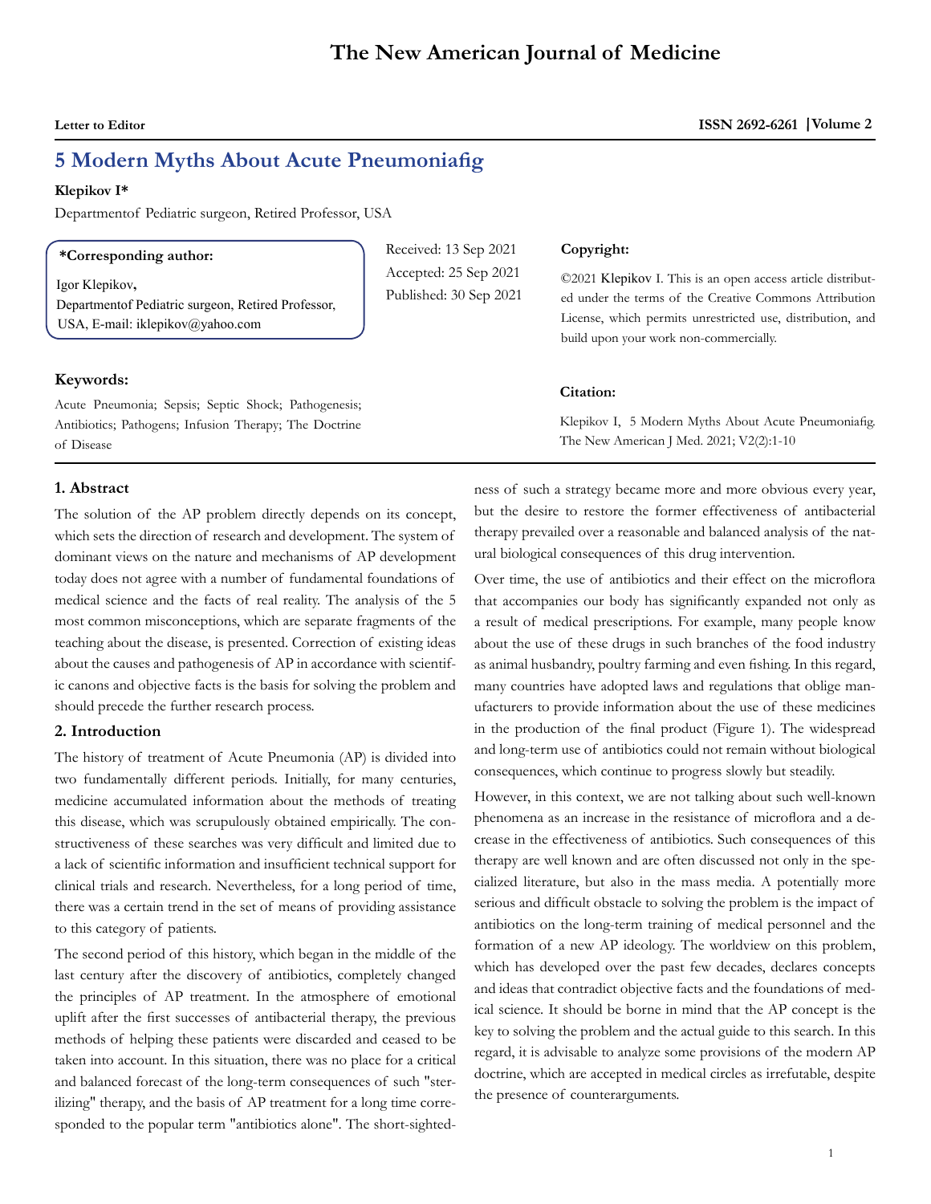Letter to Editor

# 5 Modern Myths About Acute Pneumoniafig

**Klepikov I***

Departmentof Pediatric surgeon, Retired Professor, USA

**\*Corresponding author:**

Igor Klepikov,
Departmentof Pediatric surgeon, Retired Professor, USA, E-mail: iklepikov@yahoo.com

Received: 13 Sep 2021
Accepted: 25 Sep 2021
Published: 30 Sep 2021

**Copyright:**

©2021 Klepikov I. This is an open access article distributed under the terms of the Creative Commons Attribution License, which permits unrestricted use, distribution, and build upon your work non-commercially.

**Keywords:**

Acute Pneumonia; Sepsis; Septic Shock; Pathogenesis; Antibiotics; Pathogens; Infusion Therapy; The Doctrine of Disease

**Citation:**

Klepikov I, 5 Modern Myths About Acute Pneumoniafig. The New American J Med. 2021; V2(2):1-10

## 1. Abstract

The solution of the AP problem directly depends on its concept, which sets the direction of research and development. The system of dominant views on the nature and mechanisms of AP development today does not agree with a number of fundamental foundations of medical science and the facts of real reality. The analysis of the 5 most common misconceptions, which are separate fragments of the teaching about the disease, is presented. Correction of existing ideas about the causes and pathogenesis of AP in accordance with scientific canons and objective facts is the basis for solving the problem and should precede the further research process.

## 2. Introduction

The history of treatment of Acute Pneumonia (AP) is divided into two fundamentally different periods. Initially, for many centuries, medicine accumulated information about the methods of treating this disease, which was scrupulously obtained empirically. The constructiveness of these searches was very difficult and limited due to a lack of scientific information and insufficient technical support for clinical trials and research. Nevertheless, for a long period of time, there was a certain trend in the set of means of providing assistance to this category of patients.

The second period of this history, which began in the middle of the last century after the discovery of antibiotics, completely changed the principles of AP treatment. In the atmosphere of emotional uplift after the first successes of antibacterial therapy, the previous methods of helping these patients were discarded and ceased to be taken into account. In this situation, there was no place for a critical and balanced forecast of the long-term consequences of such "sterilizing" therapy, and the basis of AP treatment for a long time corresponded to the popular term "antibiotics alone". The short-sightedness of such a strategy became more and more obvious every year, but the desire to restore the former effectiveness of antibacterial therapy prevailed over a reasonable and balanced analysis of the natural biological consequences of this drug intervention.

Over time, the use of antibiotics and their effect on the microflora that accompanies our body has significantly expanded not only as a result of medical prescriptions. For example, many people know about the use of these drugs in such branches of the food industry as animal husbandry, poultry farming and even fishing. In this regard, many countries have adopted laws and regulations that oblige manufacturers to provide information about the use of these medicines in the production of the final product (Figure 1). The widespread and long-term use of antibiotics could not remain without biological consequences, which continue to progress slowly but steadily.

However, in this context, we are not talking about such well-known phenomena as an increase in the resistance of microflora and a decrease in the effectiveness of antibiotics. Such consequences of this therapy are well known and are often discussed not only in the specialized literature, but also in the mass media. A potentially more serious and difficult obstacle to solving the problem is the impact of antibiotics on the long-term training of medical personnel and the formation of a new AP ideology. The worldview on this problem, which has developed over the past few decades, declares concepts and ideas that contradict objective facts and the foundations of medical science. It should be borne in mind that the AP concept is the key to solving the problem and the actual guide to this search. In this regard, it is advisable to analyze some provisions of the modern AP doctrine, which are accepted in medical circles as irrefutable, despite the presence of counterarguments.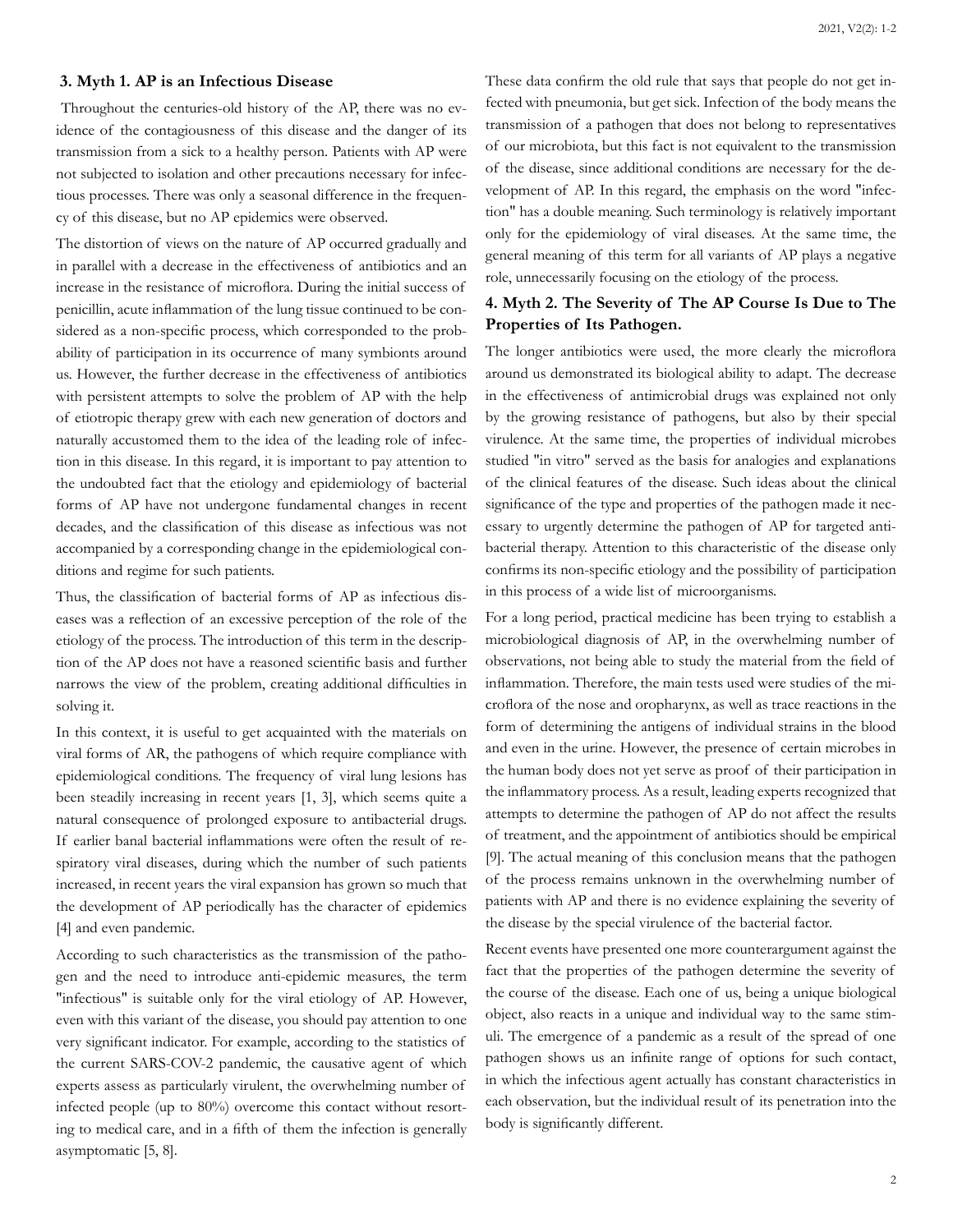## 3. Myth 1. AP is an Infectious Disease

Throughout the centuries-old history of the AP, there was no evidence of the contagiousness of this disease and the danger of its transmission from a sick to a healthy person. Patients with AP were not subjected to isolation and other precautions necessary for infectious processes. There was only a seasonal difference in the frequency of this disease, but no AP epidemics were observed.

The distortion of views on the nature of AP occurred gradually and in parallel with a decrease in the effectiveness of antibiotics and an increase in the resistance of microflora. During the initial success of penicillin, acute inflammation of the lung tissue continued to be considered as a non-specific process, which corresponded to the probability of participation in its occurrence of many symbionts around us. However, the further decrease in the effectiveness of antibiotics with persistent attempts to solve the problem of AP with the help of etiotropic therapy grew with each new generation of doctors and naturally accustomed them to the idea of the leading role of infection in this disease. In this regard, it is important to pay attention to the undoubted fact that the etiology and epidemiology of bacterial forms of AP have not undergone fundamental changes in recent decades, and the classification of this disease as infectious was not accompanied by a corresponding change in the epidemiological conditions and regime for such patients.

Thus, the classification of bacterial forms of AP as infectious diseases was a reflection of an excessive perception of the role of the etiology of the process. The introduction of this term in the description of the AP does not have a reasoned scientific basis and further narrows the view of the problem, creating additional difficulties in solving it.

In this context, it is useful to get acquainted with the materials on viral forms of AR, the pathogens of which require compliance with epidemiological conditions. The frequency of viral lung lesions has been steadily increasing in recent years [1, 3], which seems quite a natural consequence of prolonged exposure to antibacterial drugs. If earlier banal bacterial inflammations were often the result of respiratory viral diseases, during which the number of such patients increased, in recent years the viral expansion has grown so much that the development of AP periodically has the character of epidemics [4] and even pandemic.

According to such characteristics as the transmission of the pathogen and the need to introduce anti-epidemic measures, the term "infectious" is suitable only for the viral etiology of AP. However, even with this variant of the disease, you should pay attention to one very significant indicator. For example, according to the statistics of the current SARS-COV-2 pandemic, the causative agent of which experts assess as particularly virulent, the overwhelming number of infected people (up to 80%) overcome this contact without resorting to medical care, and in a fifth of them the infection is generally asymptomatic [5, 8].

These data confirm the old rule that says that people do not get infected with pneumonia, but get sick. Infection of the body means the transmission of a pathogen that does not belong to representatives of our microbiota, but this fact is not equivalent to the transmission of the disease, since additional conditions are necessary for the development of AP. In this regard, the emphasis on the word "infection" has a double meaning. Such terminology is relatively important only for the epidemiology of viral diseases. At the same time, the general meaning of this term for all variants of AP plays a negative role, unnecessarily focusing on the etiology of the process.

## 4. Myth 2. The Severity of The AP Course Is Due to The Properties of Its Pathogen.

The longer antibiotics were used, the more clearly the microflora around us demonstrated its biological ability to adapt. The decrease in the effectiveness of antimicrobial drugs was explained not only by the growing resistance of pathogens, but also by their special virulence. At the same time, the properties of individual microbes studied "in vitro" served as the basis for analogies and explanations of the clinical features of the disease. Such ideas about the clinical significance of the type and properties of the pathogen made it necessary to urgently determine the pathogen of AP for targeted antibacterial therapy. Attention to this characteristic of the disease only confirms its non-specific etiology and the possibility of participation in this process of a wide list of microorganisms.

For a long period, practical medicine has been trying to establish a microbiological diagnosis of AP, in the overwhelming number of observations, not being able to study the material from the field of inflammation. Therefore, the main tests used were studies of the microflora of the nose and oropharynx, as well as trace reactions in the form of determining the antigens of individual strains in the blood and even in the urine. However, the presence of certain microbes in the human body does not yet serve as proof of their participation in the inflammatory process. As a result, leading experts recognized that attempts to determine the pathogen of AP do not affect the results of treatment, and the appointment of antibiotics should be empirical [9]. The actual meaning of this conclusion means that the pathogen of the process remains unknown in the overwhelming number of patients with AP and there is no evidence explaining the severity of the disease by the special virulence of the bacterial factor.

Recent events have presented one more counterargument against the fact that the properties of the pathogen determine the severity of the course of the disease. Each one of us, being a unique biological object, also reacts in a unique and individual way to the same stimuli. The emergence of a pandemic as a result of the spread of one pathogen shows us an infinite range of options for such contact, in which the infectious agent actually has constant characteristics in each observation, but the individual result of its penetration into the body is significantly different.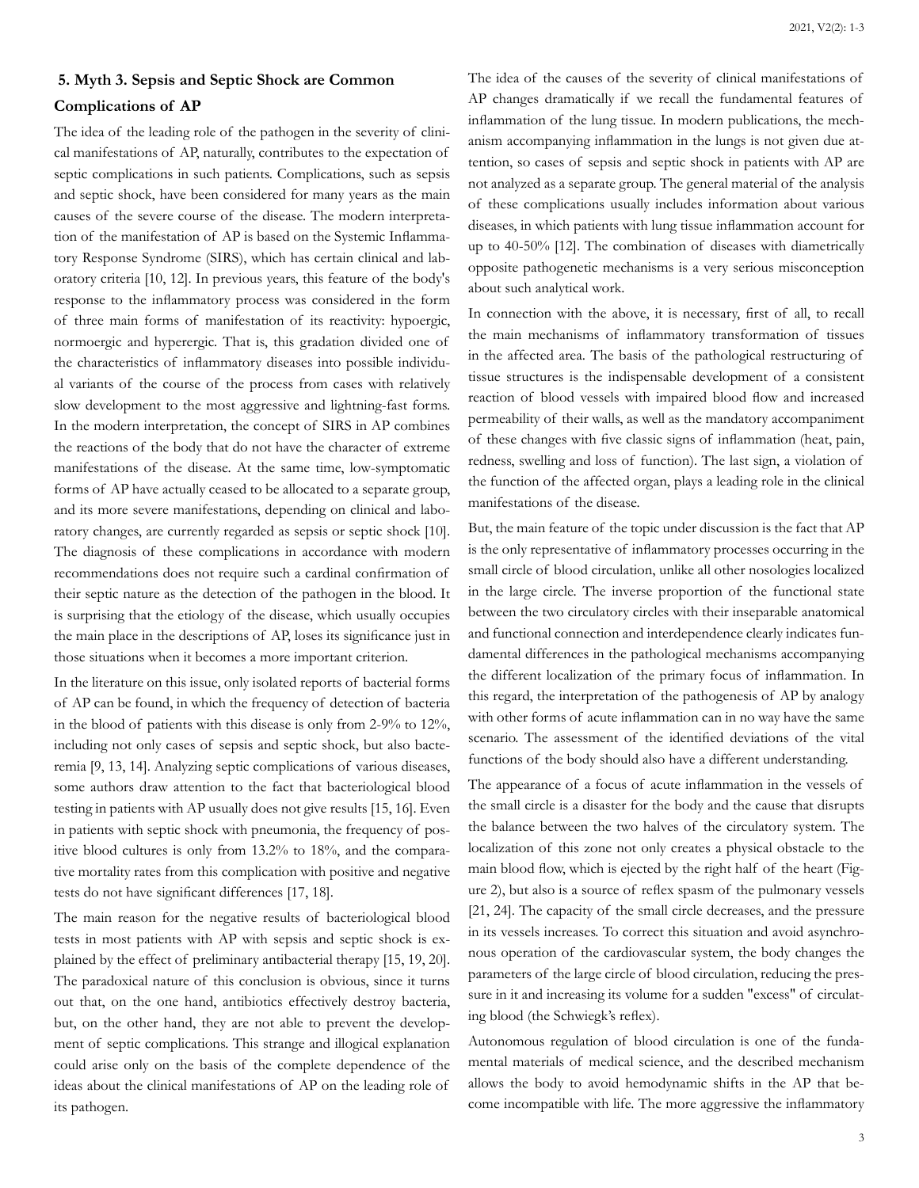## 5. Myth 3. Sepsis and Septic Shock are Common Complications of AP

The idea of the leading role of the pathogen in the severity of clinical manifestations of AP, naturally, contributes to the expectation of septic complications in such patients. Complications, such as sepsis and septic shock, have been considered for many years as the main causes of the severe course of the disease. The modern interpretation of the manifestation of AP is based on the Systemic Inflammatory Response Syndrome (SIRS), which has certain clinical and laboratory criteria [10, 12]. In previous years, this feature of the body's response to the inflammatory process was considered in the form of three main forms of manifestation of its reactivity: hypoergic, normoergic and hyperergic. That is, this gradation divided one of the characteristics of inflammatory diseases into possible individual variants of the course of the process from cases with relatively slow development to the most aggressive and lightning-fast forms. In the modern interpretation, the concept of SIRS in AP combines the reactions of the body that do not have the character of extreme manifestations of the disease. At the same time, low-symptomatic forms of AP have actually ceased to be allocated to a separate group, and its more severe manifestations, depending on clinical and laboratory changes, are currently regarded as sepsis or septic shock [10]. The diagnosis of these complications in accordance with modern recommendations does not require such a cardinal confirmation of their septic nature as the detection of the pathogen in the blood. It is surprising that the etiology of the disease, which usually occupies the main place in the descriptions of AP, loses its significance just in those situations when it becomes a more important criterion.

In the literature on this issue, only isolated reports of bacterial forms of AP can be found, in which the frequency of detection of bacteria in the blood of patients with this disease is only from 2-9% to 12%, including not only cases of sepsis and septic shock, but also bacteremia [9, 13, 14]. Analyzing septic complications of various diseases, some authors draw attention to the fact that bacteriological blood testing in patients with AP usually does not give results [15, 16]. Even in patients with septic shock with pneumonia, the frequency of positive blood cultures is only from 13.2% to 18%, and the comparative mortality rates from this complication with positive and negative tests do not have significant differences [17, 18].

The main reason for the negative results of bacteriological blood tests in most patients with AP with sepsis and septic shock is explained by the effect of preliminary antibacterial therapy [15, 19, 20]. The paradoxical nature of this conclusion is obvious, since it turns out that, on the one hand, antibiotics effectively destroy bacteria, but, on the other hand, they are not able to prevent the development of septic complications. This strange and illogical explanation could arise only on the basis of the complete dependence of the ideas about the clinical manifestations of AP on the leading role of its pathogen.

The idea of the causes of the severity of clinical manifestations of AP changes dramatically if we recall the fundamental features of inflammation of the lung tissue. In modern publications, the mechanism accompanying inflammation in the lungs is not given due attention, so cases of sepsis and septic shock in patients with AP are not analyzed as a separate group. The general material of the analysis of these complications usually includes information about various diseases, in which patients with lung tissue inflammation account for up to 40-50% [12]. The combination of diseases with diametrically opposite pathogenetic mechanisms is a very serious misconception about such analytical work.

In connection with the above, it is necessary, first of all, to recall the main mechanisms of inflammatory transformation of tissues in the affected area. The basis of the pathological restructuring of tissue structures is the indispensable development of a consistent reaction of blood vessels with impaired blood flow and increased permeability of their walls, as well as the mandatory accompaniment of these changes with five classic signs of inflammation (heat, pain, redness, swelling and loss of function). The last sign, a violation of the function of the affected organ, plays a leading role in the clinical manifestations of the disease.

But, the main feature of the topic under discussion is the fact that AP is the only representative of inflammatory processes occurring in the small circle of blood circulation, unlike all other nosologies localized in the large circle. The inverse proportion of the functional state between the two circulatory circles with their inseparable anatomical and functional connection and interdependence clearly indicates fundamental differences in the pathological mechanisms accompanying the different localization of the primary focus of inflammation. In this regard, the interpretation of the pathogenesis of AP by analogy with other forms of acute inflammation can in no way have the same scenario. The assessment of the identified deviations of the vital functions of the body should also have a different understanding.

The appearance of a focus of acute inflammation in the vessels of the small circle is a disaster for the body and the cause that disrupts the balance between the two halves of the circulatory system. The localization of this zone not only creates a physical obstacle to the main blood flow, which is ejected by the right half of the heart (Figure 2), but also is a source of reflex spasm of the pulmonary vessels [21, 24]. The capacity of the small circle decreases, and the pressure in its vessels increases. To correct this situation and avoid asynchronous operation of the cardiovascular system, the body changes the parameters of the large circle of blood circulation, reducing the pressure in it and increasing its volume for a sudden "excess" of circulating blood (the Schwiegk's reflex).

Autonomous regulation of blood circulation is one of the fundamental materials of medical science, and the described mechanism allows the body to avoid hemodynamic shifts in the AP that become incompatible with life. The more aggressive the inflammatory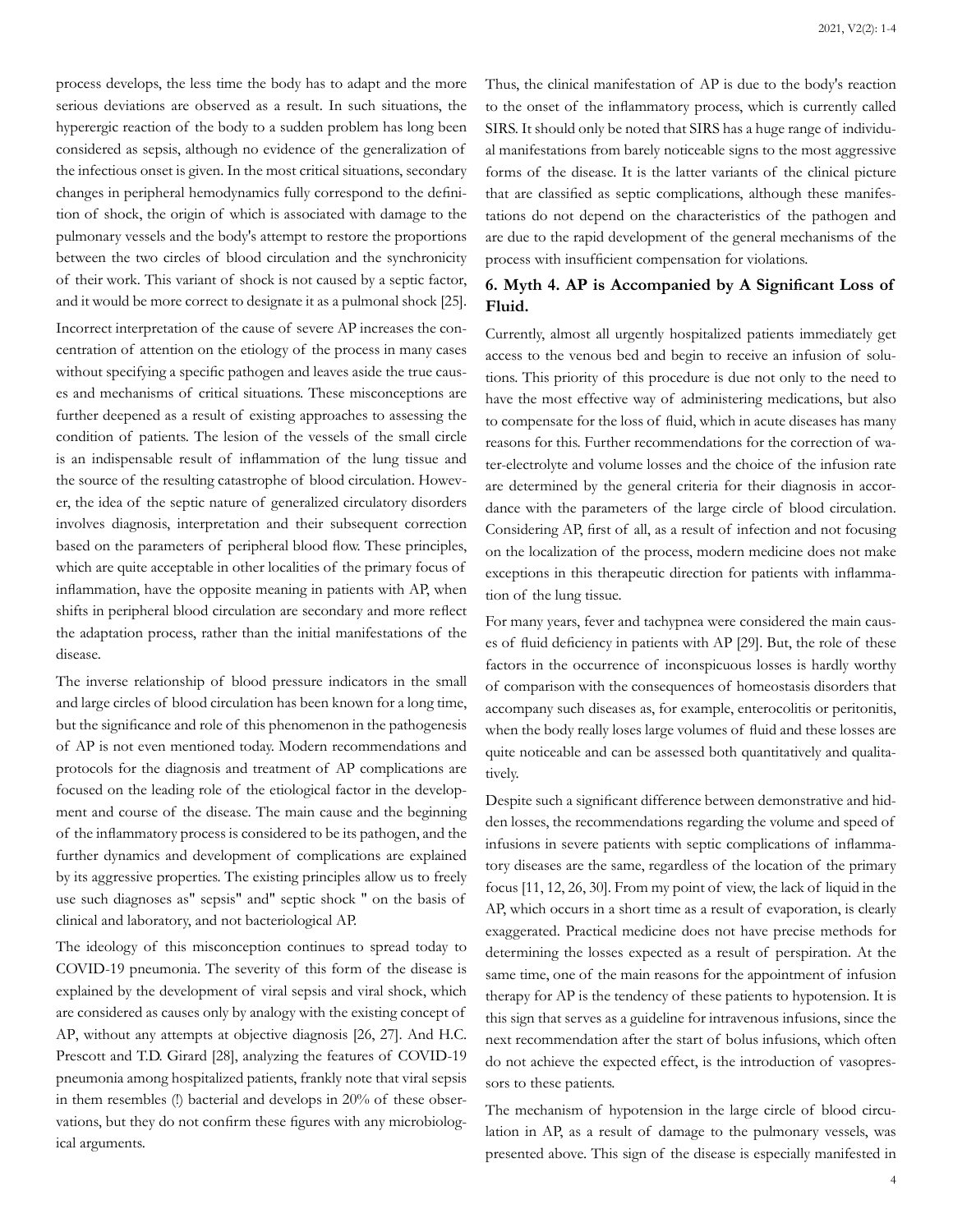process develops, the less time the body has to adapt and the more serious deviations are observed as a result. In such situations, the hyperergic reaction of the body to a sudden problem has long been considered as sepsis, although no evidence of the generalization of the infectious onset is given. In the most critical situations, secondary changes in peripheral hemodynamics fully correspond to the definition of shock, the origin of which is associated with damage to the pulmonary vessels and the body's attempt to restore the proportions between the two circles of blood circulation and the synchronicity of their work. This variant of shock is not caused by a septic factor, and it would be more correct to designate it as a pulmonal shock [25].

Incorrect interpretation of the cause of severe AP increases the concentration of attention on the etiology of the process in many cases without specifying a specific pathogen and leaves aside the true causes and mechanisms of critical situations. These misconceptions are further deepened as a result of existing approaches to assessing the condition of patients. The lesion of the vessels of the small circle is an indispensable result of inflammation of the lung tissue and the source of the resulting catastrophe of blood circulation. However, the idea of the septic nature of generalized circulatory disorders involves diagnosis, interpretation and their subsequent correction based on the parameters of peripheral blood flow. These principles, which are quite acceptable in other localities of the primary focus of inflammation, have the opposite meaning in patients with AP, when shifts in peripheral blood circulation are secondary and more reflect the adaptation process, rather than the initial manifestations of the disease.

The inverse relationship of blood pressure indicators in the small and large circles of blood circulation has been known for a long time, but the significance and role of this phenomenon in the pathogenesis of AP is not even mentioned today. Modern recommendations and protocols for the diagnosis and treatment of AP complications are focused on the leading role of the etiological factor in the development and course of the disease. The main cause and the beginning of the inflammatory process is considered to be its pathogen, and the further dynamics and development of complications are explained by its aggressive properties. The existing principles allow us to freely use such diagnoses as" sepsis" and" septic shock " on the basis of clinical and laboratory, and not bacteriological AP.

The ideology of this misconception continues to spread today to COVID-19 pneumonia. The severity of this form of the disease is explained by the development of viral sepsis and viral shock, which are considered as causes only by analogy with the existing concept of AP, without any attempts at objective diagnosis [26, 27]. And H.C. Prescott and T.D. Girard [28], analyzing the features of COVID-19 pneumonia among hospitalized patients, frankly note that viral sepsis in them resembles (!) bacterial and develops in 20% of these observations, but they do not confirm these figures with any microbiological arguments.

Thus, the clinical manifestation of AP is due to the body's reaction to the onset of the inflammatory process, which is currently called SIRS. It should only be noted that SIRS has a huge range of individual manifestations from barely noticeable signs to the most aggressive forms of the disease. It is the latter variants of the clinical picture that are classified as septic complications, although these manifestations do not depend on the characteristics of the pathogen and are due to the rapid development of the general mechanisms of the process with insufficient compensation for violations.

## 6. Myth 4. AP is Accompanied by A Significant Loss of Fluid.

Currently, almost all urgently hospitalized patients immediately get access to the venous bed and begin to receive an infusion of solutions. This priority of this procedure is due not only to the need to have the most effective way of administering medications, but also to compensate for the loss of fluid, which in acute diseases has many reasons for this. Further recommendations for the correction of water-electrolyte and volume losses and the choice of the infusion rate are determined by the general criteria for their diagnosis in accordance with the parameters of the large circle of blood circulation. Considering AP, first of all, as a result of infection and not focusing on the localization of the process, modern medicine does not make exceptions in this therapeutic direction for patients with inflammation of the lung tissue.

For many years, fever and tachypnea were considered the main causes of fluid deficiency in patients with AP [29]. But, the role of these factors in the occurrence of inconspicuous losses is hardly worthy of comparison with the consequences of homeostasis disorders that accompany such diseases as, for example, enterocolitis or peritonitis, when the body really loses large volumes of fluid and these losses are quite noticeable and can be assessed both quantitatively and qualitatively.

Despite such a significant difference between demonstrative and hidden losses, the recommendations regarding the volume and speed of infusions in severe patients with septic complications of inflammatory diseases are the same, regardless of the location of the primary focus [11, 12, 26, 30]. From my point of view, the lack of liquid in the AP, which occurs in a short time as a result of evaporation, is clearly exaggerated. Practical medicine does not have precise methods for determining the losses expected as a result of perspiration. At the same time, one of the main reasons for the appointment of infusion therapy for AP is the tendency of these patients to hypotension. It is this sign that serves as a guideline for intravenous infusions, since the next recommendation after the start of bolus infusions, which often do not achieve the expected effect, is the introduction of vasopressors to these patients.

The mechanism of hypotension in the large circle of blood circulation in AP, as a result of damage to the pulmonary vessels, was presented above. This sign of the disease is especially manifested in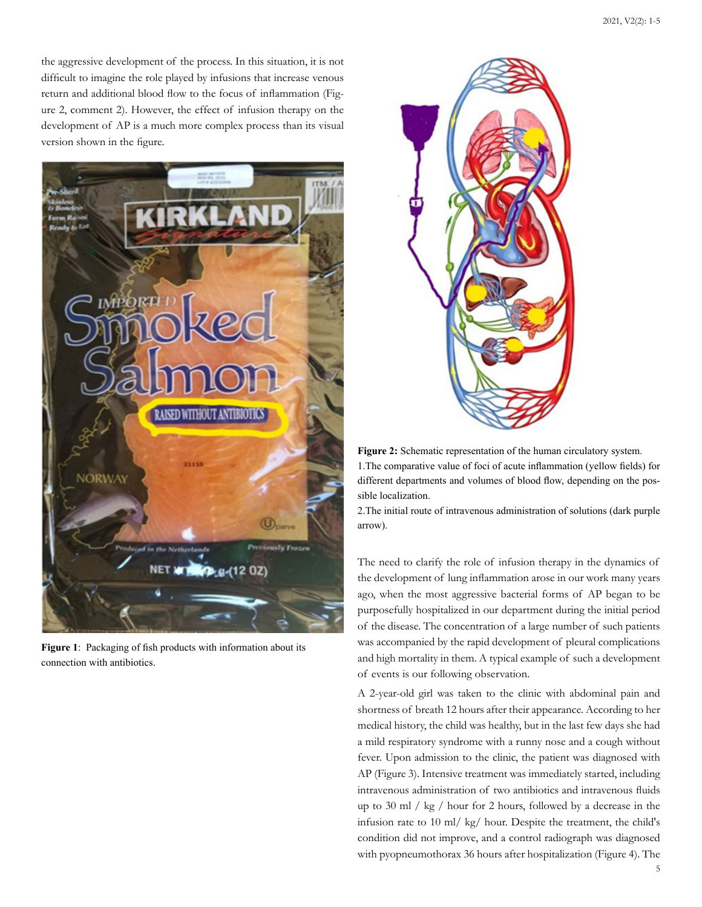the aggressive development of the process. In this situation, it is not difficult to imagine the role played by infusions that increase venous return and additional blood flow to the focus of inflammation (Figure 2, comment 2). However, the effect of infusion therapy on the development of AP is a much more complex process than its visual version shown in the figure.

**Figure 1**: Packaging of fish products with information about its connection with antibiotics.

**Figure 2:** Schematic representation of the human circulatory system.

1.The comparative value of foci of acute inflammation (yellow fields) for different departments and volumes of blood flow, depending on the possible localization.

2.The initial route of intravenous administration of solutions (dark purple arrow).

The need to clarify the role of infusion therapy in the dynamics of the development of lung inflammation arose in our work many years ago, when the most aggressive bacterial forms of AP began to be purposefully hospitalized in our department during the initial period of the disease. The concentration of a large number of such patients was accompanied by the rapid development of pleural complications and high mortality in them. A typical example of such a development of events is our following observation.

A 2-year-old girl was taken to the clinic with abdominal pain and shortness of breath 12 hours after their appearance. According to her medical history, the child was healthy, but in the last few days she had a mild respiratory syndrome with a runny nose and a cough without fever. Upon admission to the clinic, the patient was diagnosed with AP (Figure 3). Intensive treatment was immediately started, including intravenous administration of two antibiotics and intravenous fluids up to 30 ml / kg / hour for 2 hours, followed by a decrease in the infusion rate to 10 ml/ kg/ hour. Despite the treatment, the child's condition did not improve, and a control radiograph was diagnosed with pyopneumothorax 36 hours after hospitalization (Figure 4). The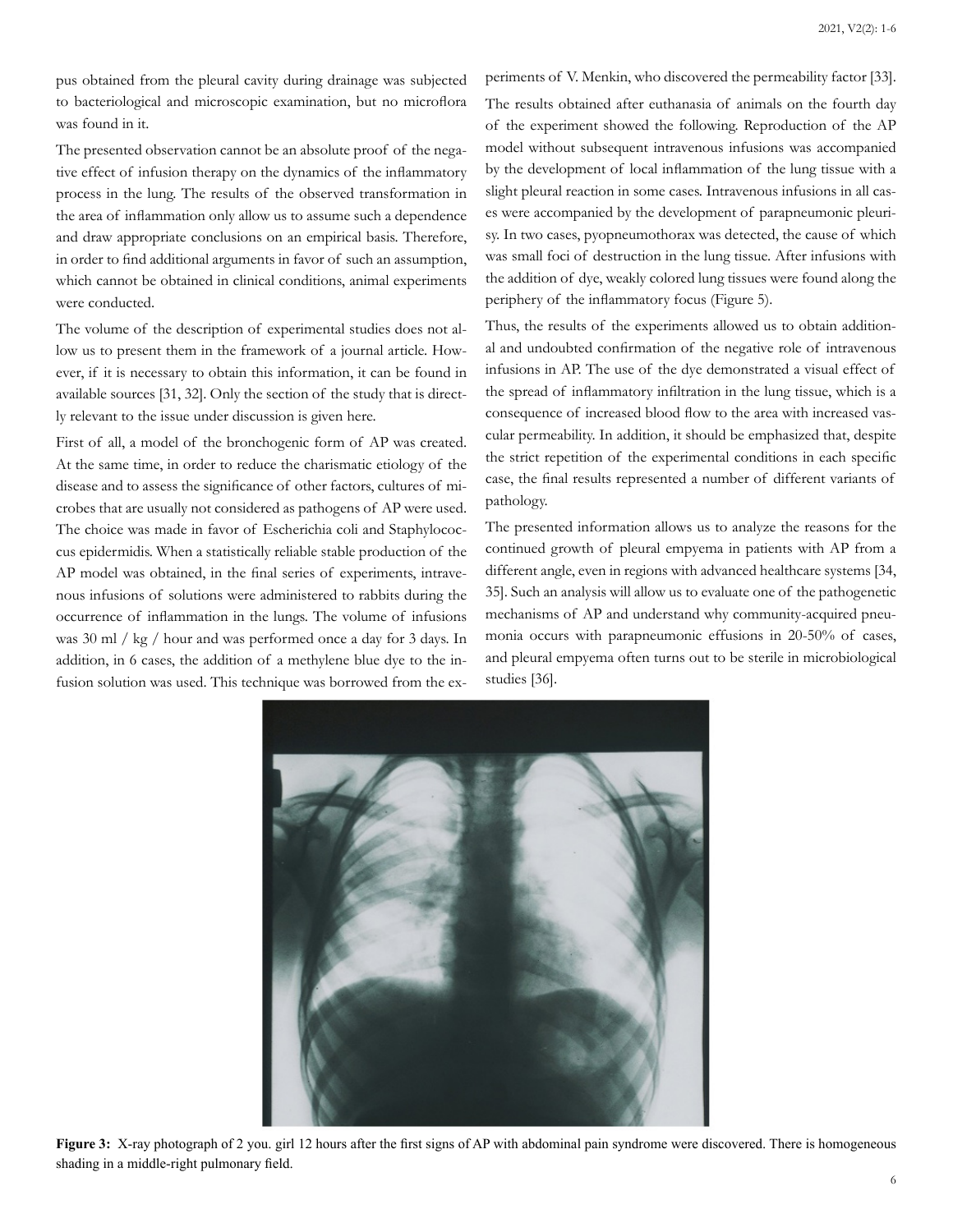pus obtained from the pleural cavity during drainage was subjected to bacteriological and microscopic examination, but no microflora was found in it.

The presented observation cannot be an absolute proof of the negative effect of infusion therapy on the dynamics of the inflammatory process in the lung. The results of the observed transformation in the area of inflammation only allow us to assume such a dependence and draw appropriate conclusions on an empirical basis. Therefore, in order to find additional arguments in favor of such an assumption, which cannot be obtained in clinical conditions, animal experiments were conducted.

The volume of the description of experimental studies does not allow us to present them in the framework of a journal article. However, if it is necessary to obtain this information, it can be found in available sources [31, 32]. Only the section of the study that is directly relevant to the issue under discussion is given here.

First of all, a model of the bronchogenic form of AP was created. At the same time, in order to reduce the charismatic etiology of the disease and to assess the significance of other factors, cultures of microbes that are usually not considered as pathogens of AP were used. The choice was made in favor of Escherichia coli and Staphylococcus epidermidis. When a statistically reliable stable production of the AP model was obtained, in the final series of experiments, intravenous infusions of solutions were administered to rabbits during the occurrence of inflammation in the lungs. The volume of infusions was 30 ml / kg / hour and was performed once a day for 3 days. In addition, in 6 cases, the addition of a methylene blue dye to the infusion solution was used. This technique was borrowed from the experiments of V. Menkin, who discovered the permeability factor [33].

The results obtained after euthanasia of animals on the fourth day of the experiment showed the following. Reproduction of the AP model without subsequent intravenous infusions was accompanied by the development of local inflammation of the lung tissue with a slight pleural reaction in some cases. Intravenous infusions in all cases were accompanied by the development of parapneumonic pleurisy. In two cases, pyopneumothorax was detected, the cause of which was small foci of destruction in the lung tissue. After infusions with the addition of dye, weakly colored lung tissues were found along the periphery of the inflammatory focus (Figure 5).

Thus, the results of the experiments allowed us to obtain additional and undoubted confirmation of the negative role of intravenous infusions in AP. The use of the dye demonstrated a visual effect of the spread of inflammatory infiltration in the lung tissue, which is a consequence of increased blood flow to the area with increased vascular permeability. In addition, it should be emphasized that, despite the strict repetition of the experimental conditions in each specific case, the final results represented a number of different variants of pathology.

The presented information allows us to analyze the reasons for the continued growth of pleural empyema in patients with AP from a different angle, even in regions with advanced healthcare systems [34, 35]. Such an analysis will allow us to evaluate one of the pathogenetic mechanisms of AP and understand why community-acquired pneumonia occurs with parapneumonic effusions in 20-50% of cases, and pleural empyema often turns out to be sterile in microbiological studies [36].

**Figure 3:** X-ray photograph of 2 you. girl 12 hours after the first signs of AP with abdominal pain syndrome were discovered. There is homogeneous shading in a middle-right pulmonary field.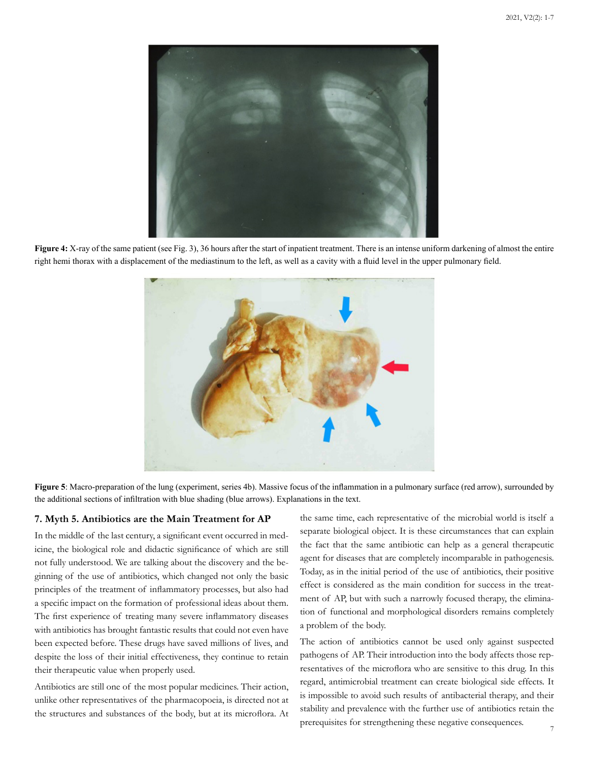**Figure 4:** X-ray of the same patient (see Fig. 3), 36 hours after the start of inpatient treatment. There is an intense uniform darkening of almost the entire right hemi thorax with a displacement of the mediastinum to the left, as well as a cavity with a fluid level in the upper pulmonary field.

**Figure 5**: Macro-preparation of the lung (experiment, series 4b). Massive focus of the inflammation in a pulmonary surface (red arrow), surrounded by the additional sections of infiltration with blue shading (blue arrows). Explanations in the text.

## 7. Myth 5. Antibiotics are the Main Treatment for AP

In the middle of the last century, a significant event occurred in medicine, the biological role and didactic significance of which are still not fully understood. We are talking about the discovery and the beginning of the use of antibiotics, which changed not only the basic principles of the treatment of inflammatory processes, but also had a specific impact on the formation of professional ideas about them. The first experience of treating many severe inflammatory diseases with antibiotics has brought fantastic results that could not even have been expected before. These drugs have saved millions of lives, and despite the loss of their initial effectiveness, they continue to retain their therapeutic value when properly used.

Antibiotics are still one of the most popular medicines. Their action, unlike other representatives of the pharmacopoeia, is directed not at the structures and substances of the body, but at its microflora. At the same time, each representative of the microbial world is itself a separate biological object. It is these circumstances that can explain the fact that the same antibiotic can help as a general therapeutic agent for diseases that are completely incomparable in pathogenesis. Today, as in the initial period of the use of antibiotics, their positive effect is considered as the main condition for success in the treatment of AP, but with such a narrowly focused therapy, the elimination of functional and morphological disorders remains completely a problem of the body.

The action of antibiotics cannot be used only against suspected pathogens of AP. Their introduction into the body affects those representatives of the microflora who are sensitive to this drug. In this regard, antimicrobial treatment can create biological side effects. It is impossible to avoid such results of antibacterial therapy, and their stability and prevalence with the further use of antibiotics retain the prerequisites for strengthening these negative consequences.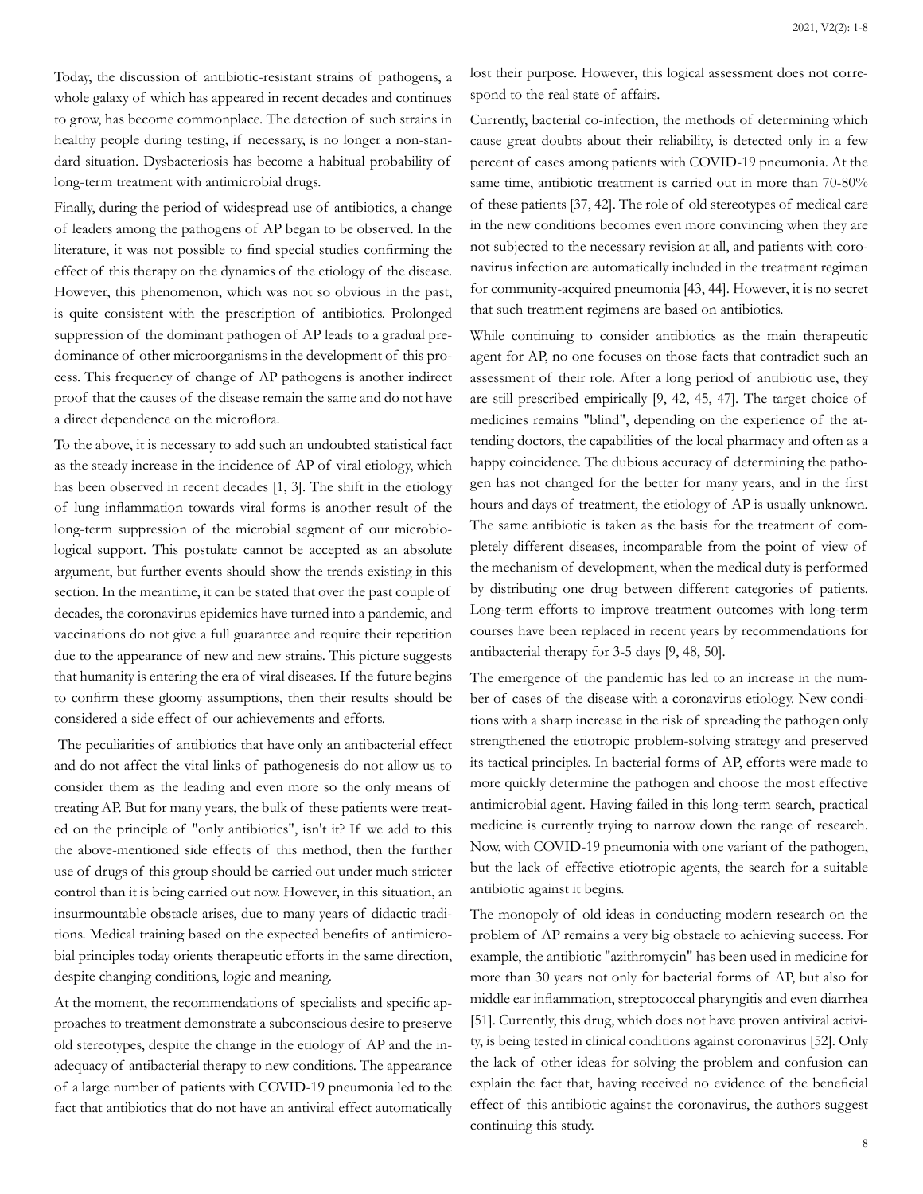Today, the discussion of antibiotic-resistant strains of pathogens, a whole galaxy of which has appeared in recent decades and continues to grow, has become commonplace. The detection of such strains in healthy people during testing, if necessary, is no longer a non-standard situation. Dysbacteriosis has become a habitual probability of long-term treatment with antimicrobial drugs.

Finally, during the period of widespread use of antibiotics, a change of leaders among the pathogens of AP began to be observed. In the literature, it was not possible to find special studies confirming the effect of this therapy on the dynamics of the etiology of the disease. However, this phenomenon, which was not so obvious in the past, is quite consistent with the prescription of antibiotics. Prolonged suppression of the dominant pathogen of AP leads to a gradual predominance of other microorganisms in the development of this process. This frequency of change of AP pathogens is another indirect proof that the causes of the disease remain the same and do not have a direct dependence on the microflora.

To the above, it is necessary to add such an undoubted statistical fact as the steady increase in the incidence of AP of viral etiology, which has been observed in recent decades [1, 3]. The shift in the etiology of lung inflammation towards viral forms is another result of the long-term suppression of the microbial segment of our microbiological support. This postulate cannot be accepted as an absolute argument, but further events should show the trends existing in this section. In the meantime, it can be stated that over the past couple of decades, the coronavirus epidemics have turned into a pandemic, and vaccinations do not give a full guarantee and require their repetition due to the appearance of new and new strains. This picture suggests that humanity is entering the era of viral diseases. If the future begins to confirm these gloomy assumptions, then their results should be considered a side effect of our achievements and efforts.

The peculiarities of antibiotics that have only an antibacterial effect and do not affect the vital links of pathogenesis do not allow us to consider them as the leading and even more so the only means of treating AP. But for many years, the bulk of these patients were treated on the principle of "only antibiotics", isn't it? If we add to this the above-mentioned side effects of this method, then the further use of drugs of this group should be carried out under much stricter control than it is being carried out now. However, in this situation, an insurmountable obstacle arises, due to many years of didactic traditions. Medical training based on the expected benefits of antimicrobial principles today orients therapeutic efforts in the same direction, despite changing conditions, logic and meaning.

At the moment, the recommendations of specialists and specific approaches to treatment demonstrate a subconscious desire to preserve old stereotypes, despite the change in the etiology of AP and the inadequacy of antibacterial therapy to new conditions. The appearance of a large number of patients with COVID-19 pneumonia led to the fact that antibiotics that do not have an antiviral effect automatically lost their purpose. However, this logical assessment does not correspond to the real state of affairs.

Currently, bacterial co-infection, the methods of determining which cause great doubts about their reliability, is detected only in a few percent of cases among patients with COVID-19 pneumonia. At the same time, antibiotic treatment is carried out in more than 70-80% of these patients [37, 42]. The role of old stereotypes of medical care in the new conditions becomes even more convincing when they are not subjected to the necessary revision at all, and patients with coronavirus infection are automatically included in the treatment regimen for community-acquired pneumonia [43, 44]. However, it is no secret that such treatment regimens are based on antibiotics.

While continuing to consider antibiotics as the main therapeutic agent for AP, no one focuses on those facts that contradict such an assessment of their role. After a long period of antibiotic use, they are still prescribed empirically [9, 42, 45, 47]. The target choice of medicines remains "blind", depending on the experience of the attending doctors, the capabilities of the local pharmacy and often as a happy coincidence. The dubious accuracy of determining the pathogen has not changed for the better for many years, and in the first hours and days of treatment, the etiology of AP is usually unknown. The same antibiotic is taken as the basis for the treatment of completely different diseases, incomparable from the point of view of the mechanism of development, when the medical duty is performed by distributing one drug between different categories of patients. Long-term efforts to improve treatment outcomes with long-term courses have been replaced in recent years by recommendations for antibacterial therapy for 3-5 days [9, 48, 50].

The emergence of the pandemic has led to an increase in the number of cases of the disease with a coronavirus etiology. New conditions with a sharp increase in the risk of spreading the pathogen only strengthened the etiotropic problem-solving strategy and preserved its tactical principles. In bacterial forms of AP, efforts were made to more quickly determine the pathogen and choose the most effective antimicrobial agent. Having failed in this long-term search, practical medicine is currently trying to narrow down the range of research. Now, with COVID-19 pneumonia with one variant of the pathogen, but the lack of effective etiotropic agents, the search for a suitable antibiotic against it begins.

The monopoly of old ideas in conducting modern research on the problem of AP remains a very big obstacle to achieving success. For example, the antibiotic "azithromycin" has been used in medicine for more than 30 years not only for bacterial forms of AP, but also for middle ear inflammation, streptococcal pharyngitis and even diarrhea [51]. Currently, this drug, which does not have proven antiviral activity, is being tested in clinical conditions against coronavirus [52]. Only the lack of other ideas for solving the problem and confusion can explain the fact that, having received no evidence of the beneficial effect of this antibiotic against the coronavirus, the authors suggest continuing this study.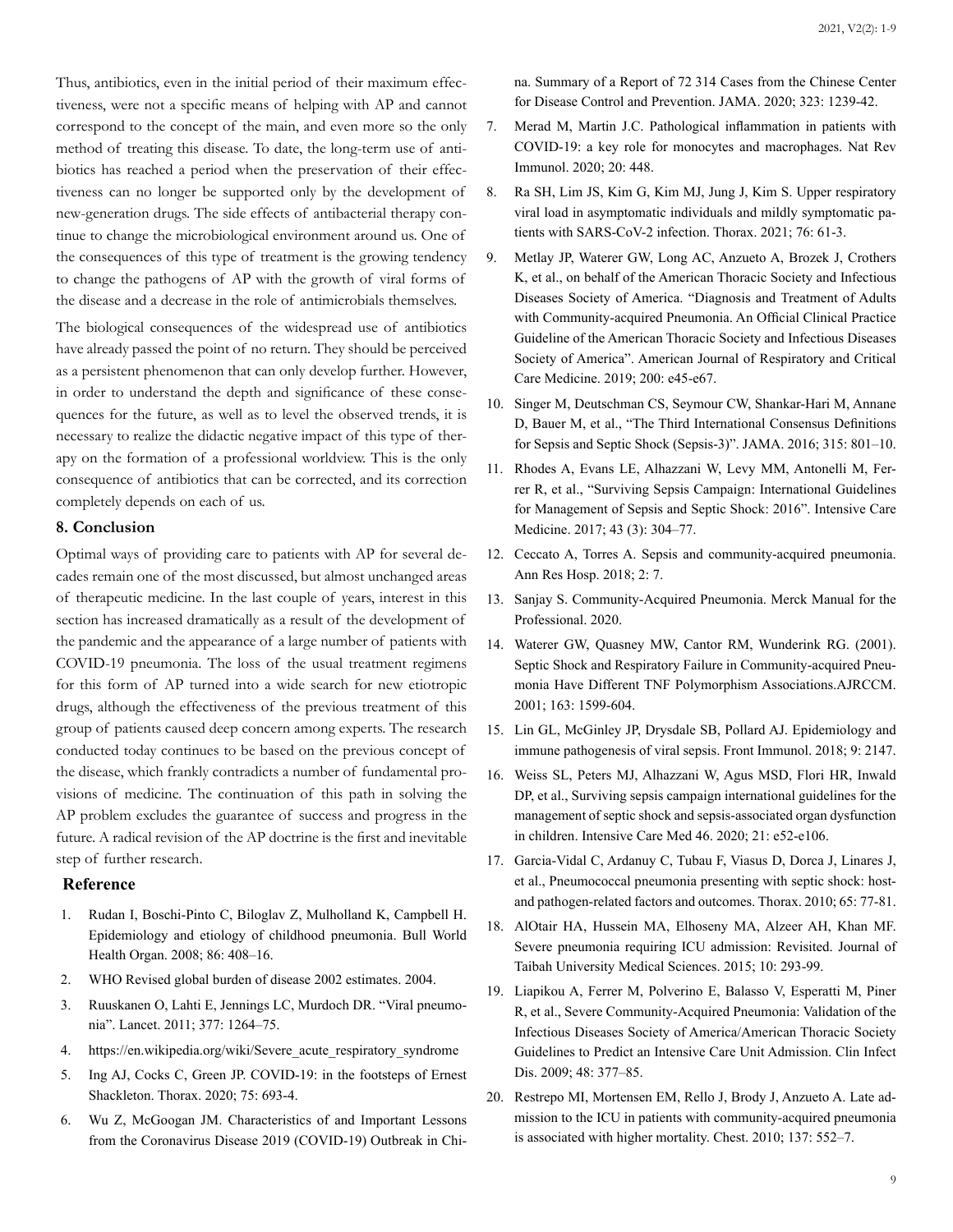Thus, antibiotics, even in the initial period of their maximum effectiveness, were not a specific means of helping with AP and cannot correspond to the concept of the main, and even more so the only method of treating this disease. To date, the long-term use of antibiotics has reached a period when the preservation of their effectiveness can no longer be supported only by the development of new-generation drugs. The side effects of antibacterial therapy continue to change the microbiological environment around us. One of the consequences of this type of treatment is the growing tendency to change the pathogens of AP with the growth of viral forms of the disease and a decrease in the role of antimicrobials themselves.

The biological consequences of the widespread use of antibiotics have already passed the point of no return. They should be perceived as a persistent phenomenon that can only develop further. However, in order to understand the depth and significance of these consequences for the future, as well as to level the observed trends, it is necessary to realize the didactic negative impact of this type of therapy on the formation of a professional worldview. This is the only consequence of antibiotics that can be corrected, and its correction completely depends on each of us.

## 8. Conclusion

Optimal ways of providing care to patients with AP for several decades remain one of the most discussed, but almost unchanged areas of therapeutic medicine. In the last couple of years, interest in this section has increased dramatically as a result of the development of the pandemic and the appearance of a large number of patients with COVID-19 pneumonia. The loss of the usual treatment regimens for this form of AP turned into a wide search for new etiotropic drugs, although the effectiveness of the previous treatment of this group of patients caused deep concern among experts. The research conducted today continues to be based on the previous concept of the disease, which frankly contradicts a number of fundamental provisions of medicine. The continuation of this path in solving the AP problem excludes the guarantee of success and progress in the future. A radical revision of the AP doctrine is the first and inevitable step of further research.

## Reference

1. Rudan I, Boschi-Pinto C, Biloglav Z, Mulholland K, Campbell H. Epidemiology and etiology of childhood pneumonia. Bull World Health Organ. 2008; 86: 408–16.
2. WHO Revised global burden of disease 2002 estimates. 2004.
3. Ruuskanen O, Lahti E, Jennings LC, Murdoch DR. "Viral pneumonia". Lancet. 2011; 377: 1264–75.
4. https://en.wikipedia.org/wiki/Severe_acute_respiratory_syndrome
5. Ing AJ, Cocks C, Green JP. COVID-19: in the footsteps of Ernest Shackleton. Thorax. 2020; 75: 693-4.
6. Wu Z, McGoogan JM. Characteristics of and Important Lessons from the Coronavirus Disease 2019 (COVID-19) Outbreak in China. Summary of a Report of 72 314 Cases from the Chinese Center for Disease Control and Prevention. JAMA. 2020; 323: 1239-42.
7. Merad M, Martin J.C. Pathological inflammation in patients with COVID-19: a key role for monocytes and macrophages. Nat Rev Immunol. 2020; 20: 448.
8. Ra SH, Lim JS, Kim G, Kim MJ, Jung J, Kim S. Upper respiratory viral load in asymptomatic individuals and mildly symptomatic patients with SARS-CoV-2 infection. Thorax. 2021; 76: 61-3.
9. Metlay JP, Waterer GW, Long AC, Anzueto A, Brozek J, Crothers K, et al., on behalf of the American Thoracic Society and Infectious Diseases Society of America. "Diagnosis and Treatment of Adults with Community-acquired Pneumonia. An Official Clinical Practice Guideline of the American Thoracic Society and Infectious Diseases Society of America". American Journal of Respiratory and Critical Care Medicine. 2019; 200: e45-e67.
10. Singer M, Deutschman CS, Seymour CW, Shankar-Hari M, Annane D, Bauer M, et al., "The Third International Consensus Definitions for Sepsis and Septic Shock (Sepsis-3)". JAMA. 2016; 315: 801–10.
11. Rhodes A, Evans LE, Alhazzani W, Levy MM, Antonelli M, Ferrer R, et al., "Surviving Sepsis Campaign: International Guidelines for Management of Sepsis and Septic Shock: 2016". Intensive Care Medicine. 2017; 43 (3): 304–77.
12. Ceccato A, Torres A. Sepsis and community-acquired pneumonia. Ann Res Hosp. 2018; 2: 7.
13. Sanjay S. Community-Acquired Pneumonia. Merck Manual for the Professional. 2020.
14. Waterer GW, Quasney MW, Cantor RM, Wunderink RG. (2001). Septic Shock and Respiratory Failure in Community-acquired Pneumonia Have Different TNF Polymorphism Associations.AJRCCM. 2001; 163: 1599-604.
15. Lin GL, McGinley JP, Drysdale SB, Pollard AJ. Epidemiology and immune pathogenesis of viral sepsis. Front Immunol. 2018; 9: 2147.
16. Weiss SL, Peters MJ, Alhazzani W, Agus MSD, Flori HR, Inwald DP, et al., Surviving sepsis campaign international guidelines for the management of septic shock and sepsis-associated organ dysfunction in children. Intensive Care Med 46. 2020; 21: e52-e106.
17. Garcia-Vidal C, Ardanuy C, Tubau F, Viasus D, Dorca J, Linares J, et al., Pneumococcal pneumonia presenting with septic shock: host- and pathogen-related factors and outcomes. Thorax. 2010; 65: 77-81.
18. AlOtair HA, Hussein MA, Elhoseny MA, Alzeer AH, Khan MF. Severe pneumonia requiring ICU admission: Revisited. Journal of Taibah University Medical Sciences. 2015; 10: 293-99.
19. Liapikou A, Ferrer M, Polverino E, Balasso V, Esperatti M, Piner R, et al., Severe Community-Acquired Pneumonia: Validation of the Infectious Diseases Society of America/American Thoracic Society Guidelines to Predict an Intensive Care Unit Admission. Clin Infect Dis. 2009; 48: 377–85.
20. Restrepo MI, Mortensen EM, Rello J, Brody J, Anzueto A. Late admission to the ICU in patients with community-acquired pneumonia is associated with higher mortality. Chest. 2010; 137: 552–7.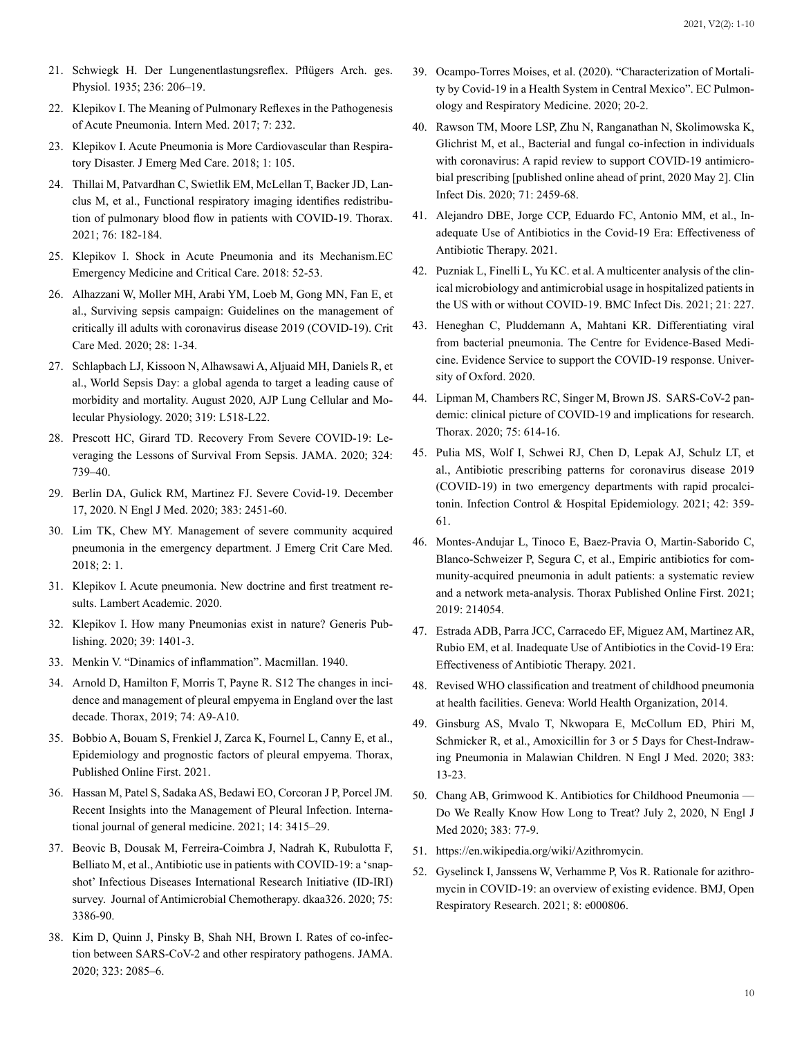21. Schwiegk H. Der Lungenentlastungsreflex. Pflügers Arch. ges. Physiol. 1935; 236: 206–19.
22. Klepikov I. The Meaning of Pulmonary Reflexes in the Pathogenesis of Acute Pneumonia. Intern Med. 2017; 7: 232.
23. Klepikov I. Acute Pneumonia is More Cardiovascular than Respiratory Disaster. J Emerg Med Care. 2018; 1: 105.
24. Thillai M, Patvardhan C, Swietlik EM, McLellan T, Backer JD, Lanclus M, et al., Functional respiratory imaging identifies redistribution of pulmonary blood flow in patients with COVID-19. Thorax. 2021; 76: 182-184.
25. Klepikov I. Shock in Acute Pneumonia and its Mechanism.EC Emergency Medicine and Critical Care. 2018: 52-53.
26. Alhazzani W, Moller MH, Arabi YM, Loeb M, Gong MN, Fan E, et al., Surviving sepsis campaign: Guidelines on the management of critically ill adults with coronavirus disease 2019 (COVID-19). Crit Care Med. 2020; 28: 1-34.
27. Schlapbach LJ, Kissoon N, Alhawsawi A, Aljuaid MH, Daniels R, et al., World Sepsis Day: a global agenda to target a leading cause of morbidity and mortality. August 2020, AJP Lung Cellular and Molecular Physiology. 2020; 319: L518-L22.
28. Prescott HC, Girard TD. Recovery From Severe COVID-19: Leveraging the Lessons of Survival From Sepsis. JAMA. 2020; 324: 739–40.
29. Berlin DA, Gulick RM, Martinez FJ. Severe Covid-19. December 17, 2020. N Engl J Med. 2020; 383: 2451-60.
30. Lim TK, Chew MY. Management of severe community acquired pneumonia in the emergency department. J Emerg Crit Care Med. 2018; 2: 1.
31. Klepikov I. Acute pneumonia. New doctrine and first treatment results. Lambert Academic. 2020.
32. Klepikov I. How many Pneumonias exist in nature? Generis Publishing. 2020; 39: 1401-3.
33. Menkin V. “Dinamics of inflammation”. Macmillan. 1940.
34. Arnold D, Hamilton F, Morris T, Payne R. S12 The changes in incidence and management of pleural empyema in England over the last decade. Thorax, 2019; 74: A9-A10.
35. Bobbio A, Bouam S, Frenkiel J, Zarca K, Fournel L, Canny E, et al., Epidemiology and prognostic factors of pleural empyema. Thorax, Published Online First. 2021.
36. Hassan M, Patel S, Sadaka AS, Bedawi EO, Corcoran J P, Porcel JM. Recent Insights into the Management of Pleural Infection. International journal of general medicine. 2021; 14: 3415–29.
37. Beovic B, Dousak M, Ferreira-Coimbra J, Nadrah K, Rubulotta F, Belliato M, et al., Antibiotic use in patients with COVID-19: a ‘snapshot’ Infectious Diseases International Research Initiative (ID-IRI) survey. Journal of Antimicrobial Chemotherapy. dkaa326. 2020; 75: 3386-90.
38. Kim D, Quinn J, Pinsky B, Shah NH, Brown I. Rates of co-infection between SARS-CoV-2 and other respiratory pathogens. JAMA. 2020; 323: 2085–6.
39. Ocampo-Torres Moises, et al. (2020). “Characterization of Mortality by Covid-19 in a Health System in Central Mexico”. EC Pulmonology and Respiratory Medicine. 2020; 20-2.
40. Rawson TM, Moore LSP, Zhu N, Ranganathan N, Skolimowska K, Glichrist M, et al., Bacterial and fungal co-infection in individuals with coronavirus: A rapid review to support COVID-19 antimicrobial prescribing [published online ahead of print, 2020 May 2]. Clin Infect Dis. 2020; 71: 2459-68.
41. Alejandro DBE, Jorge CCP, Eduardo FC, Antonio MM, et al., Inadequate Use of Antibiotics in the Covid-19 Era: Effectiveness of Antibiotic Therapy. 2021.
42. Puzniak L, Finelli L, Yu KC. et al. A multicenter analysis of the clinical microbiology and antimicrobial usage in hospitalized patients in the US with or without COVID-19. BMC Infect Dis. 2021; 21: 227.
43. Heneghan C, Pluddemann A, Mahtani KR. Differentiating viral from bacterial pneumonia. The Centre for Evidence-Based Medicine. Evidence Service to support the COVID-19 response. University of Oxford. 2020.
44. Lipman M, Chambers RC, Singer M, Brown JS. SARS-CoV-2 pandemic: clinical picture of COVID-19 and implications for research. Thorax. 2020; 75: 614-16.
45. Pulia MS, Wolf I, Schwei RJ, Chen D, Lepak AJ, Schulz LT, et al., Antibiotic prescribing patterns for coronavirus disease 2019 (COVID-19) in two emergency departments with rapid procalcitonin. Infection Control & Hospital Epidemiology. 2021; 42: 359-61.
46. Montes-Andujar L, Tinoco E, Baez-Pravia O, Martin-Saborido C, Blanco-Schweizer P, Segura C, et al., Empiric antibiotics for community-acquired pneumonia in adult patients: a systematic review and a network meta-analysis. Thorax Published Online First. 2021; 2019: 214054.
47. Estrada ADB, Parra JCC, Carracedo EF, Miguez AM, Martinez AR, Rubio EM, et al. Inadequate Use of Antibiotics in the Covid-19 Era: Effectiveness of Antibiotic Therapy. 2021.
48. Revised WHO classification and treatment of childhood pneumonia at health facilities. Geneva: World Health Organization, 2014.
49. Ginsburg AS, Mvalo T, Nkwopara E, McCollum ED, Phiri M, Schmicker R, et al., Amoxicillin for 3 or 5 Days for Chest-Indrawing Pneumonia in Malawian Children. N Engl J Med. 2020; 383: 13-23.
50. Chang AB, Grimwood K. Antibiotics for Childhood Pneumonia — Do We Really Know How Long to Treat? July 2, 2020, N Engl J Med 2020; 383: 77-9.
51. https://en.wikipedia.org/wiki/Azithromycin.
52. Gyselinck I, Janssens W, Verhamme P, Vos R. Rationale for azithromycin in COVID-19: an overview of existing evidence. BMJ, Open Respiratory Research. 2021; 8: e000806.